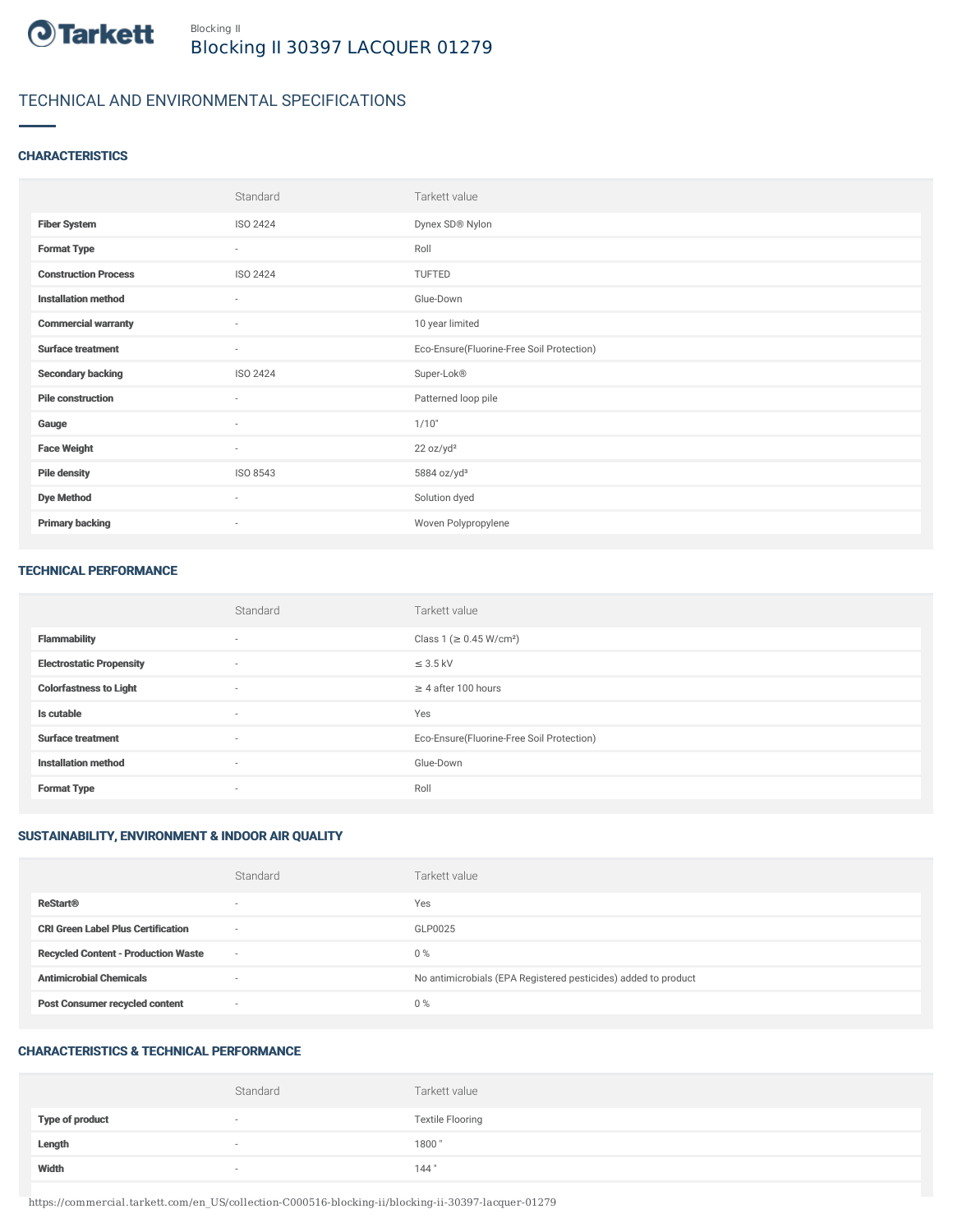Blocking II

# Blocking II 30397 LACQUER 01279

## TECHNICAL AND ENVIRONMENTAL SPECIFICATIONS

### CHARACTERISTICS

| | Standard | Tarkett value |
|---|---|---|
| **Fiber System** | ISO 2424 | Dynex SD® Nylon |
| **Format Type** | - | Roll |
| **Construction Process** | ISO 2424 | TUFTED |
| **Installation method** | - | Glue-Down |
| **Commercial warranty** | - | 10 year limited |
| **Surface treatment** | - | Eco-Ensure(Fluorine-Free Soil Protection) |
| **Secondary backing** | ISO 2424 | Super-Lok® |
| **Pile construction** | - | Patterned loop pile |
| **Gauge** | - | 1/10" |
| **Face Weight** | - | 22 oz/yd² |
| **Pile density** | ISO 8543 | 5884 oz/yd³ |
| **Dye Method** | - | Solution dyed |
| **Primary backing** | - | Woven Polypropylene |

### TECHNICAL PERFORMANCE

| | Standard | Tarkett value |
|---|---|---|
| **Flammability** | - | Class 1 (≥ 0.45 W/cm²) |
| **Electrostatic Propensity** | - | ≤ 3.5 kV |
| **Colorfastness to Light** | - | ≥ 4 after 100 hours |
| **Is cutable** | - | Yes |
| **Surface treatment** | - | Eco-Ensure(Fluorine-Free Soil Protection) |
| **Installation method** | - | Glue-Down |
| **Format Type** | - | Roll |

### SUSTAINABILITY, ENVIRONMENT & INDOOR AIR QUALITY

| | Standard | Tarkett value |
|---|---|---|
| **ReStart®** | - | Yes |
| **CRI Green Label Plus Certification** | - | GLP0025 |
| **Recycled Content - Production Waste** | - | 0 % |
| **Antimicrobial Chemicals** | - | No antimicrobials (EPA Registered pesticides) added to product |
| **Post Consumer recycled content** | - | 0 % |

### CHARACTERISTICS & TECHNICAL PERFORMANCE

| | Standard | Tarkett value |
|---|---|---|
| **Type of product** | - | Textile Flooring |
| **Length** | - | 1800 " |
| **Width** | - | 144 " |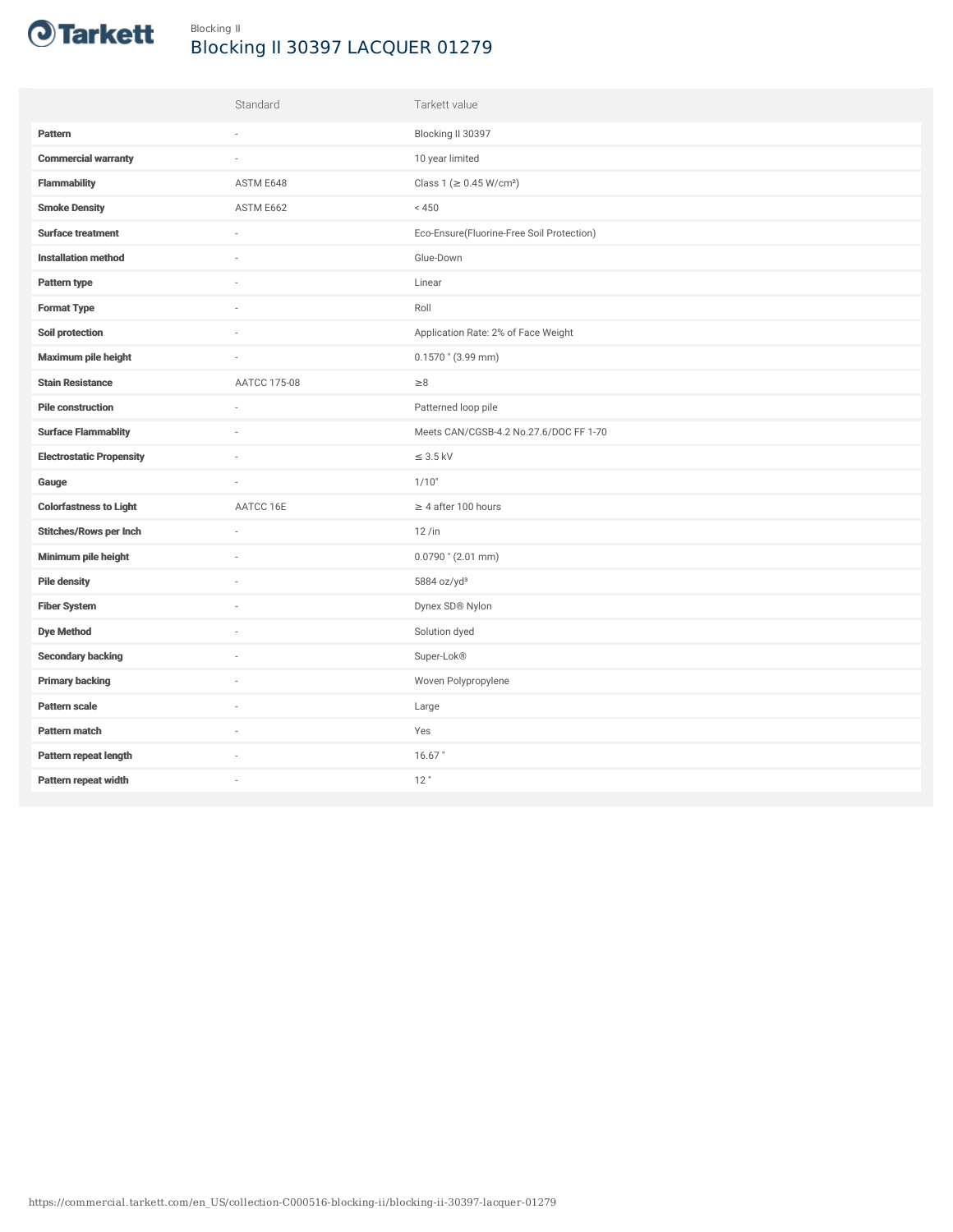Blocking II

# Blocking II 30397 LACQUER 01279

| | Standard | Tarkett value |
|---|---|---|
| **Pattern** | - | Blocking II 30397 |
| **Commercial warranty** | - | 10 year limited |
| **Flammability** | ASTM E648 | Class 1 (≥ 0.45 W/cm²) |
| **Smoke Density** | ASTM E662 | < 450 |
| **Surface treatment** | - | Eco-Ensure(Fluorine-Free Soil Protection) |
| **Installation method** | - | Glue-Down |
| **Pattern type** | - | Linear |
| **Format Type** | - | Roll |
| **Soil protection** | - | Application Rate: 2% of Face Weight |
| **Maximum pile height** | - | 0.1570 " (3.99 mm) |
| **Stain Resistance** | AATCC 175-08 | ≥8 |
| **Pile construction** | - | Patterned loop pile |
| **Surface Flammablity** | - | Meets CAN/CGSB-4.2 No.27.6/DOC FF 1-70 |
| **Electrostatic Propensity** | - | ≤ 3.5 kV |
| **Gauge** | - | 1/10" |
| **Colorfastness to Light** | AATCC 16E | ≥ 4 after 100 hours |
| **Stitches/Rows per Inch** | - | 12 /in |
| **Minimum pile height** | - | 0.0790 " (2.01 mm) |
| **Pile density** | - | 5884 oz/yd³ |
| **Fiber System** | - | Dynex SD® Nylon |
| **Dye Method** | - | Solution dyed |
| **Secondary backing** | - | Super-Lok® |
| **Primary backing** | - | Woven Polypropylene |
| **Pattern scale** | - | Large |
| **Pattern match** | - | Yes |
| **Pattern repeat length** | - | 16.67 " |
| **Pattern repeat width** | - | 12 " |

https://commercial.tarkett.com/en_US/collection-C000516-blocking-ii/blocking-ii-30397-lacquer-01279